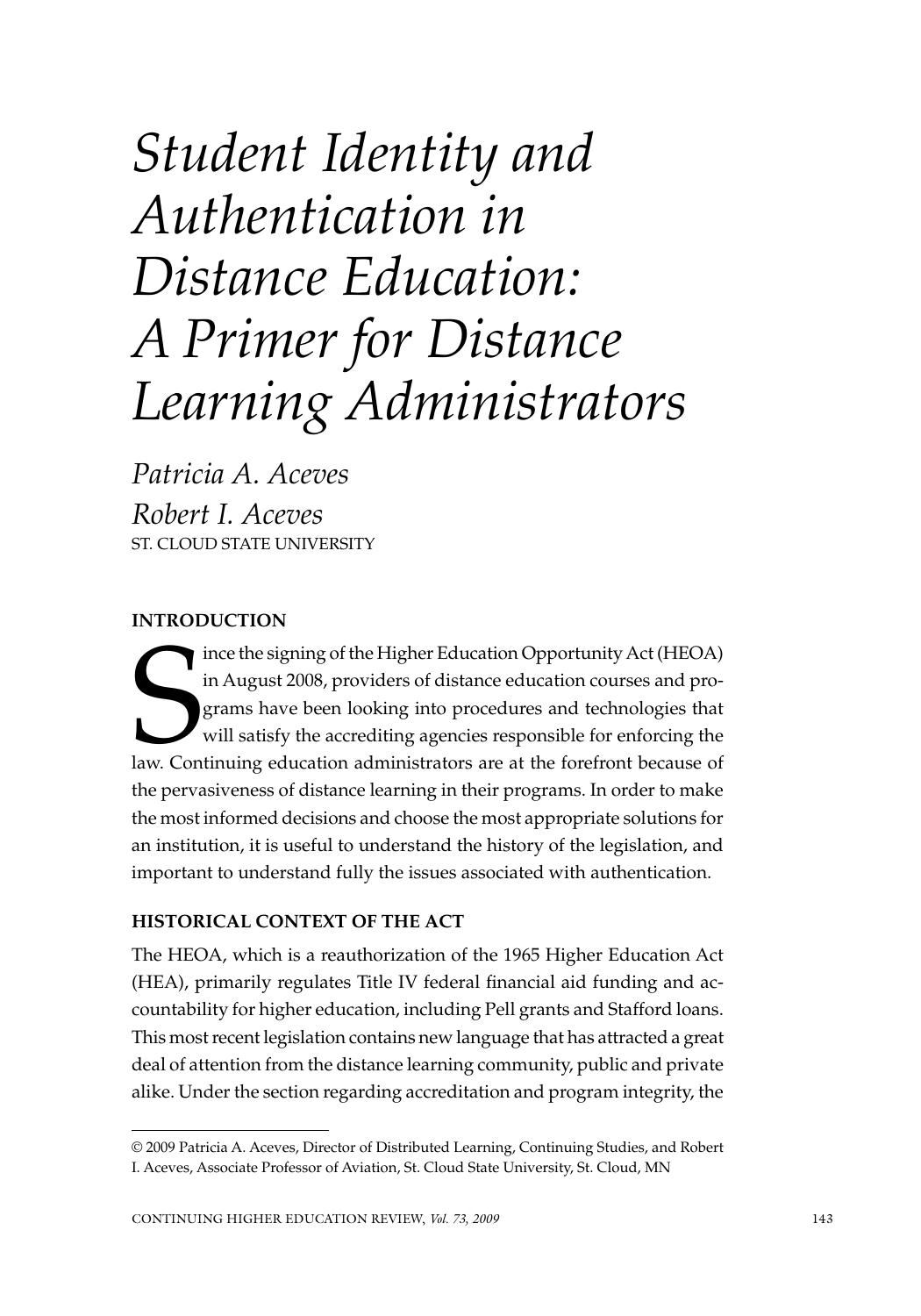# *Student Identity and Authentication in Distance Education: A Primer for Distance Learning Administrators*

*Patricia A. Aceves*

*Robert I. Aceves*

ST. CLOUD STATE UNIVERSITY

## INTRODUCTION

Since the signing of the Higher Education Opportunity Act (HEOA) in August 2008, providers of distance education courses and programs have been looking into procedures and technologies that will satisfy the accrediting agencies responsible for enforcing the law. Continuing education administrators are at the forefront because of the pervasiveness of distance learning in their programs. In order to make the most informed decisions and choose the most appropriate solutions for an institution, it is useful to understand the history of the legislation, and important to understand fully the issues associated with authentication.

## HISTORICAL CONTEXT OF THE ACT

The HEOA, which is a reauthorization of the 1965 Higher Education Act (HEA), primarily regulates Title IV federal financial aid funding and accountability for higher education, including Pell grants and Stafford loans. This most recent legislation contains new language that has attracted a great deal of attention from the distance learning community, public and private alike. Under the section regarding accreditation and program integrity, the

---

© 2009 Patricia A. Aceves, Director of Distributed Learning, Continuing Studies, and Robert I. Aceves, Associate Professor of Aviation, St. Cloud State University, St. Cloud, MN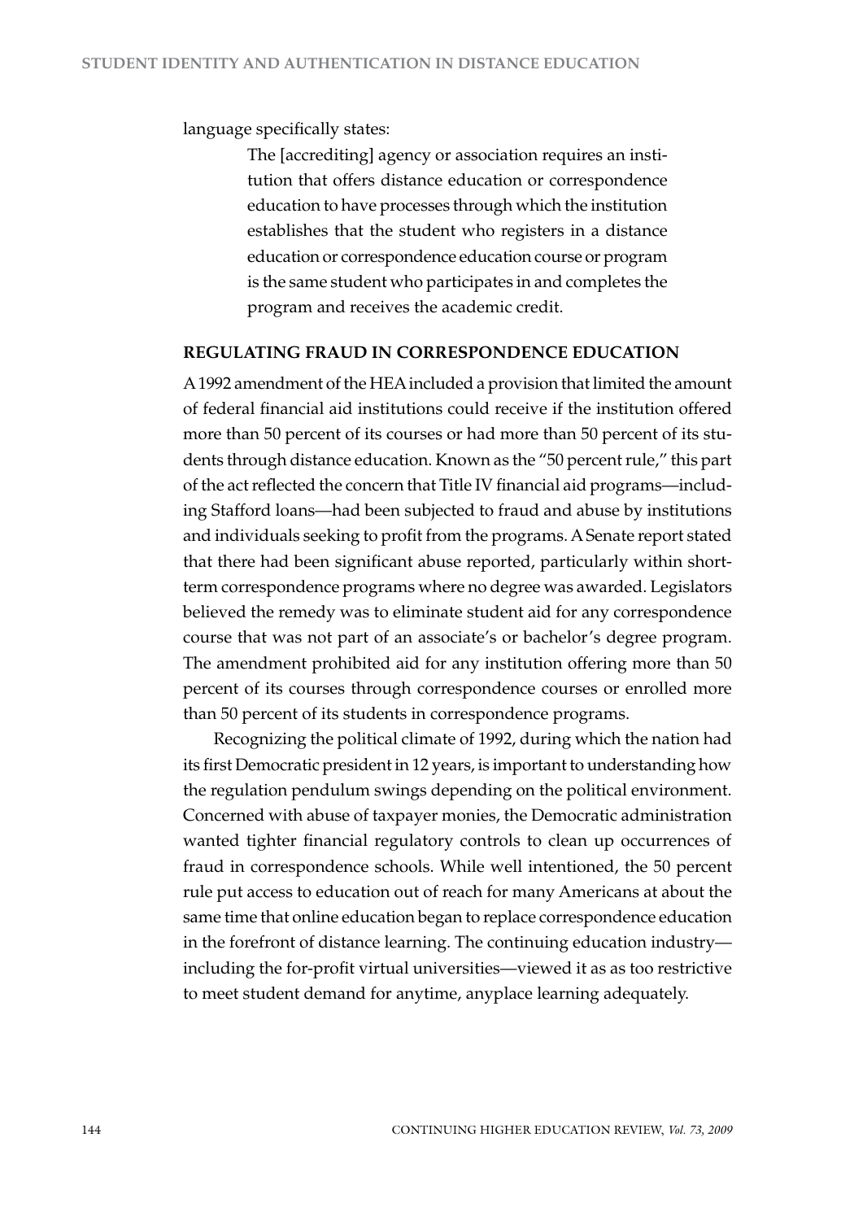language specifically states:

> The [accrediting] agency or association requires an institution that offers distance education or correspondence education to have processes through which the institution establishes that the student who registers in a distance education or correspondence education course or program is the same student who participates in and completes the program and receives the academic credit.

## REGULATING FRAUD IN CORRESPONDENCE EDUCATION

A 1992 amendment of the HEA included a provision that limited the amount of federal financial aid institutions could receive if the institution offered more than 50 percent of its courses or had more than 50 percent of its students through distance education. Known as the "50 percent rule," this part of the act reflected the concern that Title IV financial aid programs—including Stafford loans—had been subjected to fraud and abuse by institutions and individuals seeking to profit from the programs. A Senate report stated that there had been significant abuse reported, particularly within short-term correspondence programs where no degree was awarded. Legislators believed the remedy was to eliminate student aid for any correspondence course that was not part of an associate's or bachelor's degree program. The amendment prohibited aid for any institution offering more than 50 percent of its courses through correspondence courses or enrolled more than 50 percent of its students in correspondence programs.

Recognizing the political climate of 1992, during which the nation had its first Democratic president in 12 years, is important to understanding how the regulation pendulum swings depending on the political environment. Concerned with abuse of taxpayer monies, the Democratic administration wanted tighter financial regulatory controls to clean up occurrences of fraud in correspondence schools. While well intentioned, the 50 percent rule put access to education out of reach for many Americans at about the same time that online education began to replace correspondence education in the forefront of distance learning. The continuing education industry—including the for-profit virtual universities—viewed it as as too restrictive to meet student demand for anytime, anyplace learning adequately.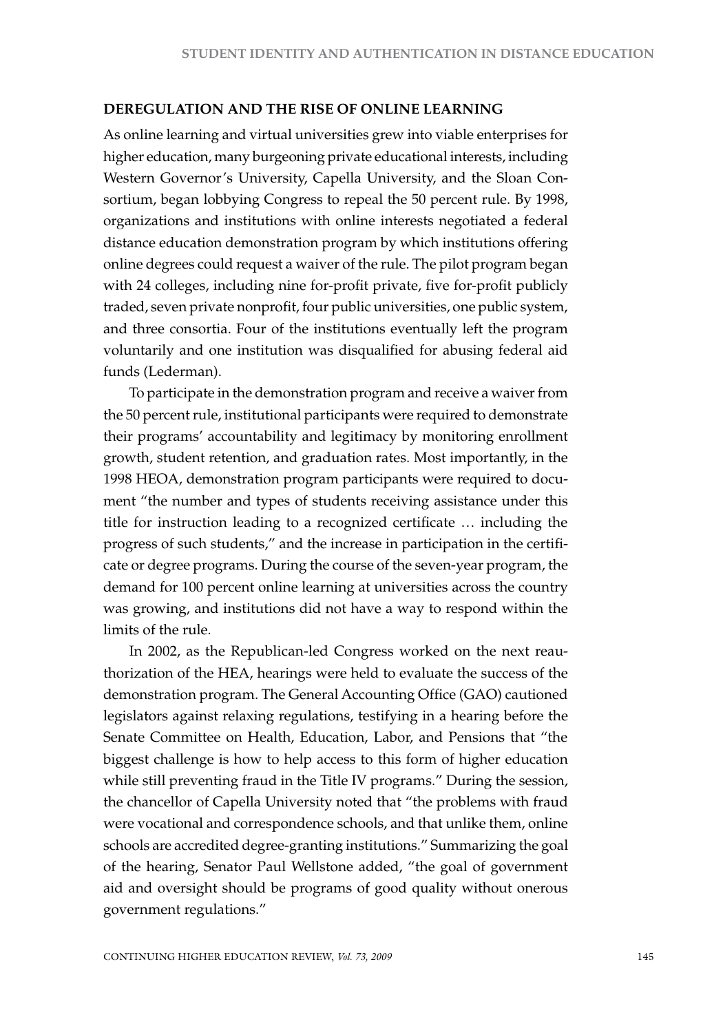## DEREGULATION AND THE RISE OF ONLINE LEARNING

As online learning and virtual universities grew into viable enterprises for higher education, many burgeoning private educational interests, including Western Governor's University, Capella University, and the Sloan Consortium, began lobbying Congress to repeal the 50 percent rule. By 1998, organizations and institutions with online interests negotiated a federal distance education demonstration program by which institutions offering online degrees could request a waiver of the rule. The pilot program began with 24 colleges, including nine for-profit private, five for-profit publicly traded, seven private nonprofit, four public universities, one public system, and three consortia. Four of the institutions eventually left the program voluntarily and one institution was disqualified for abusing federal aid funds (Lederman).

To participate in the demonstration program and receive a waiver from the 50 percent rule, institutional participants were required to demonstrate their programs' accountability and legitimacy by monitoring enrollment growth, student retention, and graduation rates. Most importantly, in the 1998 HEOA, demonstration program participants were required to document "the number and types of students receiving assistance under this title for instruction leading to a recognized certificate … including the progress of such students," and the increase in participation in the certificate or degree programs. During the course of the seven-year program, the demand for 100 percent online learning at universities across the country was growing, and institutions did not have a way to respond within the limits of the rule.

In 2002, as the Republican-led Congress worked on the next reauthorization of the HEA, hearings were held to evaluate the success of the demonstration program. The General Accounting Office (GAO) cautioned legislators against relaxing regulations, testifying in a hearing before the Senate Committee on Health, Education, Labor, and Pensions that "the biggest challenge is how to help access to this form of higher education while still preventing fraud in the Title IV programs." During the session, the chancellor of Capella University noted that "the problems with fraud were vocational and correspondence schools, and that unlike them, online schools are accredited degree-granting institutions." Summarizing the goal of the hearing, Senator Paul Wellstone added, "the goal of government aid and oversight should be programs of good quality without onerous government regulations."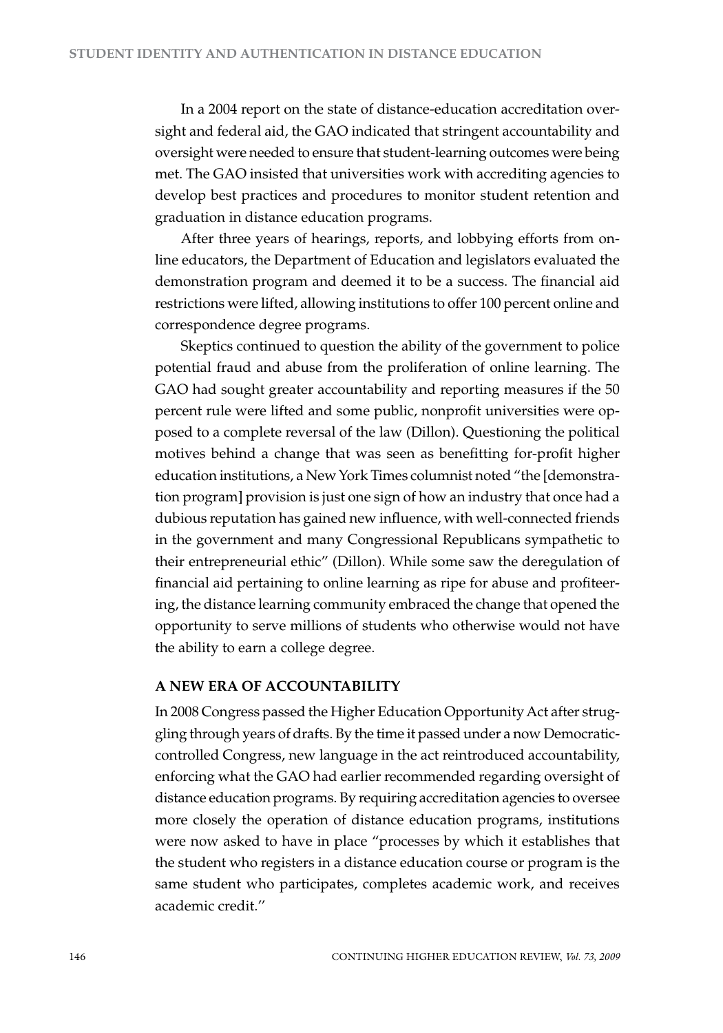In a 2004 report on the state of distance-education accreditation oversight and federal aid, the GAO indicated that stringent accountability and oversight were needed to ensure that student-learning outcomes were being met. The GAO insisted that universities work with accrediting agencies to develop best practices and procedures to monitor student retention and graduation in distance education programs.

After three years of hearings, reports, and lobbying efforts from online educators, the Department of Education and legislators evaluated the demonstration program and deemed it to be a success. The financial aid restrictions were lifted, allowing institutions to offer 100 percent online and correspondence degree programs.

Skeptics continued to question the ability of the government to police potential fraud and abuse from the proliferation of online learning. The GAO had sought greater accountability and reporting measures if the 50 percent rule were lifted and some public, nonprofit universities were opposed to a complete reversal of the law (Dillon). Questioning the political motives behind a change that was seen as benefitting for-profit higher education institutions, a New York Times columnist noted "the [demonstration program] provision is just one sign of how an industry that once had a dubious reputation has gained new influence, with well-connected friends in the government and many Congressional Republicans sympathetic to their entrepreneurial ethic" (Dillon). While some saw the deregulation of financial aid pertaining to online learning as ripe for abuse and profiteering, the distance learning community embraced the change that opened the opportunity to serve millions of students who otherwise would not have the ability to earn a college degree.

## A NEW ERA OF ACCOUNTABILITY

In 2008 Congress passed the Higher Education Opportunity Act after struggling through years of drafts. By the time it passed under a now Democratic-controlled Congress, new language in the act reintroduced accountability, enforcing what the GAO had earlier recommended regarding oversight of distance education programs. By requiring accreditation agencies to oversee more closely the operation of distance education programs, institutions were now asked to have in place "processes by which it establishes that the student who registers in a distance education course or program is the same student who participates, completes academic work, and receives academic credit."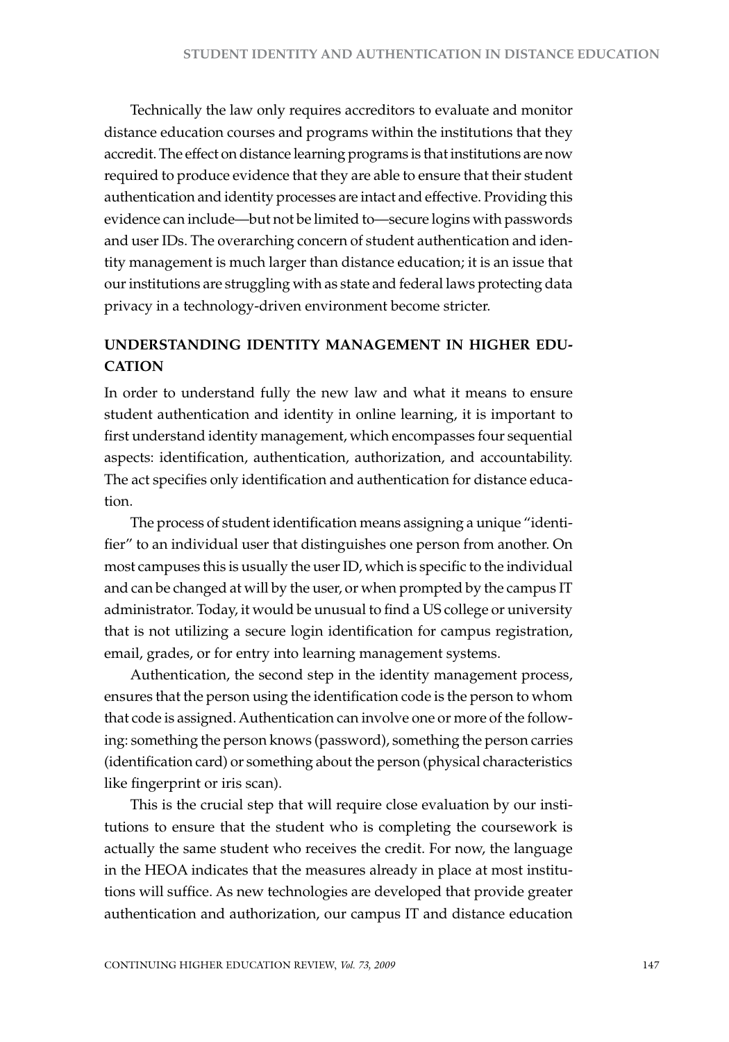Technically the law only requires accreditors to evaluate and monitor distance education courses and programs within the institutions that they accredit. The effect on distance learning programs is that institutions are now required to produce evidence that they are able to ensure that their student authentication and identity processes are intact and effective. Providing this evidence can include—but not be limited to—secure logins with passwords and user IDs. The overarching concern of student authentication and identity management is much larger than distance education; it is an issue that our institutions are struggling with as state and federal laws protecting data privacy in a technology-driven environment become stricter.

## UNDERSTANDING IDENTITY MANAGEMENT IN HIGHER EDUCATION

In order to understand fully the new law and what it means to ensure student authentication and identity in online learning, it is important to first understand identity management, which encompasses four sequential aspects: identification, authentication, authorization, and accountability. The act specifies only identification and authentication for distance education.

The process of student identification means assigning a unique "identifier" to an individual user that distinguishes one person from another. On most campuses this is usually the user ID, which is specific to the individual and can be changed at will by the user, or when prompted by the campus IT administrator. Today, it would be unusual to find a US college or university that is not utilizing a secure login identification for campus registration, email, grades, or for entry into learning management systems.

Authentication, the second step in the identity management process, ensures that the person using the identification code is the person to whom that code is assigned. Authentication can involve one or more of the following: something the person knows (password), something the person carries (identification card) or something about the person (physical characteristics like fingerprint or iris scan).

This is the crucial step that will require close evaluation by our institutions to ensure that the student who is completing the coursework is actually the same student who receives the credit. For now, the language in the HEOA indicates that the measures already in place at most institutions will suffice. As new technologies are developed that provide greater authentication and authorization, our campus IT and distance education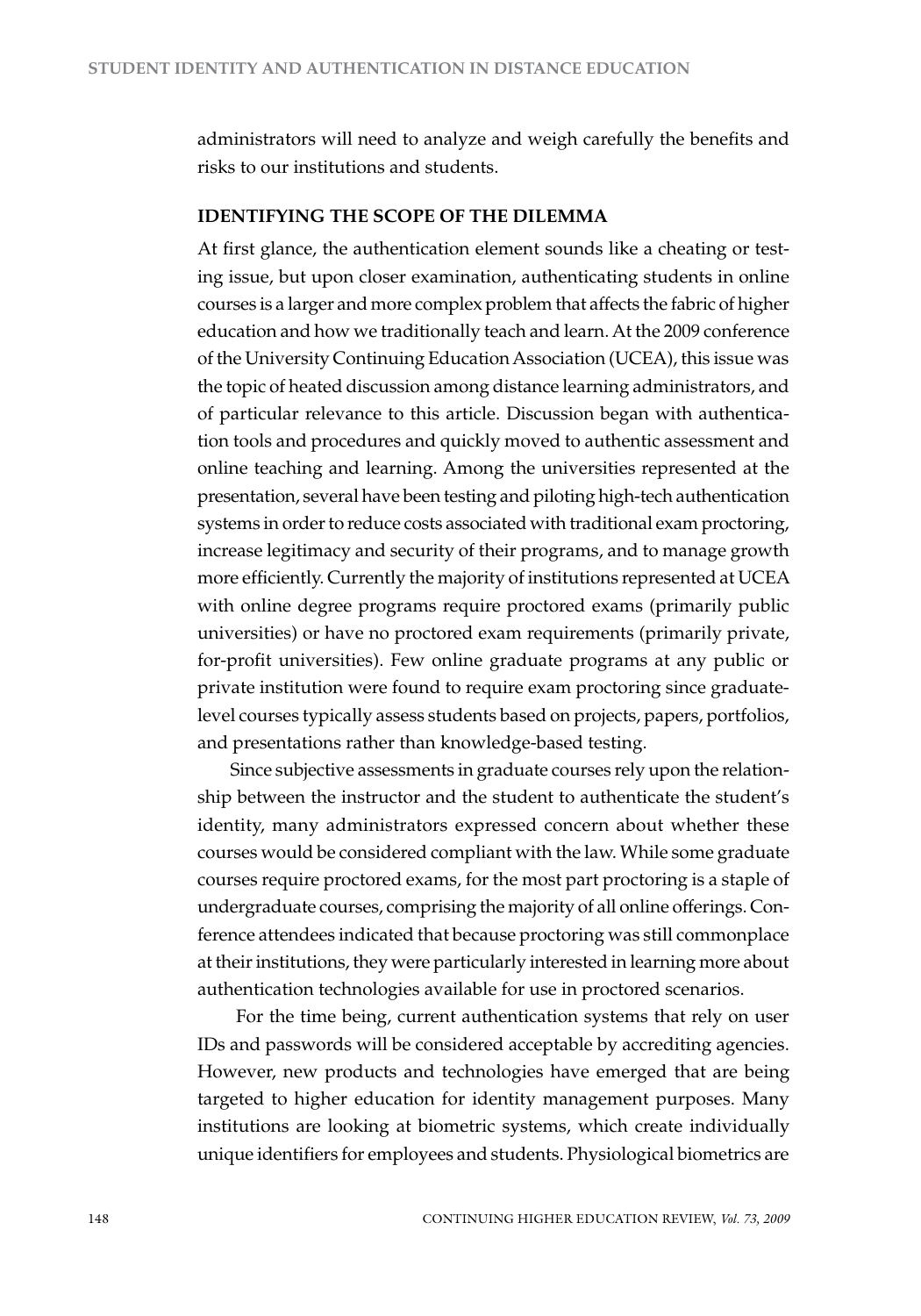administrators will need to analyze and weigh carefully the benefits and risks to our institutions and students.

## IDENTIFYING THE SCOPE OF THE DILEMMA

At first glance, the authentication element sounds like a cheating or testing issue, but upon closer examination, authenticating students in online courses is a larger and more complex problem that affects the fabric of higher education and how we traditionally teach and learn. At the 2009 conference of the University Continuing Education Association (UCEA), this issue was the topic of heated discussion among distance learning administrators, and of particular relevance to this article. Discussion began with authentication tools and procedures and quickly moved to authentic assessment and online teaching and learning. Among the universities represented at the presentation, several have been testing and piloting high-tech authentication systems in order to reduce costs associated with traditional exam proctoring, increase legitimacy and security of their programs, and to manage growth more efficiently. Currently the majority of institutions represented at UCEA with online degree programs require proctored exams (primarily public universities) or have no proctored exam requirements (primarily private, for-profit universities). Few online graduate programs at any public or private institution were found to require exam proctoring since graduate-level courses typically assess students based on projects, papers, portfolios, and presentations rather than knowledge-based testing.

Since subjective assessments in graduate courses rely upon the relationship between the instructor and the student to authenticate the student's identity, many administrators expressed concern about whether these courses would be considered compliant with the law. While some graduate courses require proctored exams, for the most part proctoring is a staple of undergraduate courses, comprising the majority of all online offerings. Conference attendees indicated that because proctoring was still commonplace at their institutions, they were particularly interested in learning more about authentication technologies available for use in proctored scenarios.

For the time being, current authentication systems that rely on user IDs and passwords will be considered acceptable by accrediting agencies. However, new products and technologies have emerged that are being targeted to higher education for identity management purposes. Many institutions are looking at biometric systems, which create individually unique identifiers for employees and students. Physiological biometrics are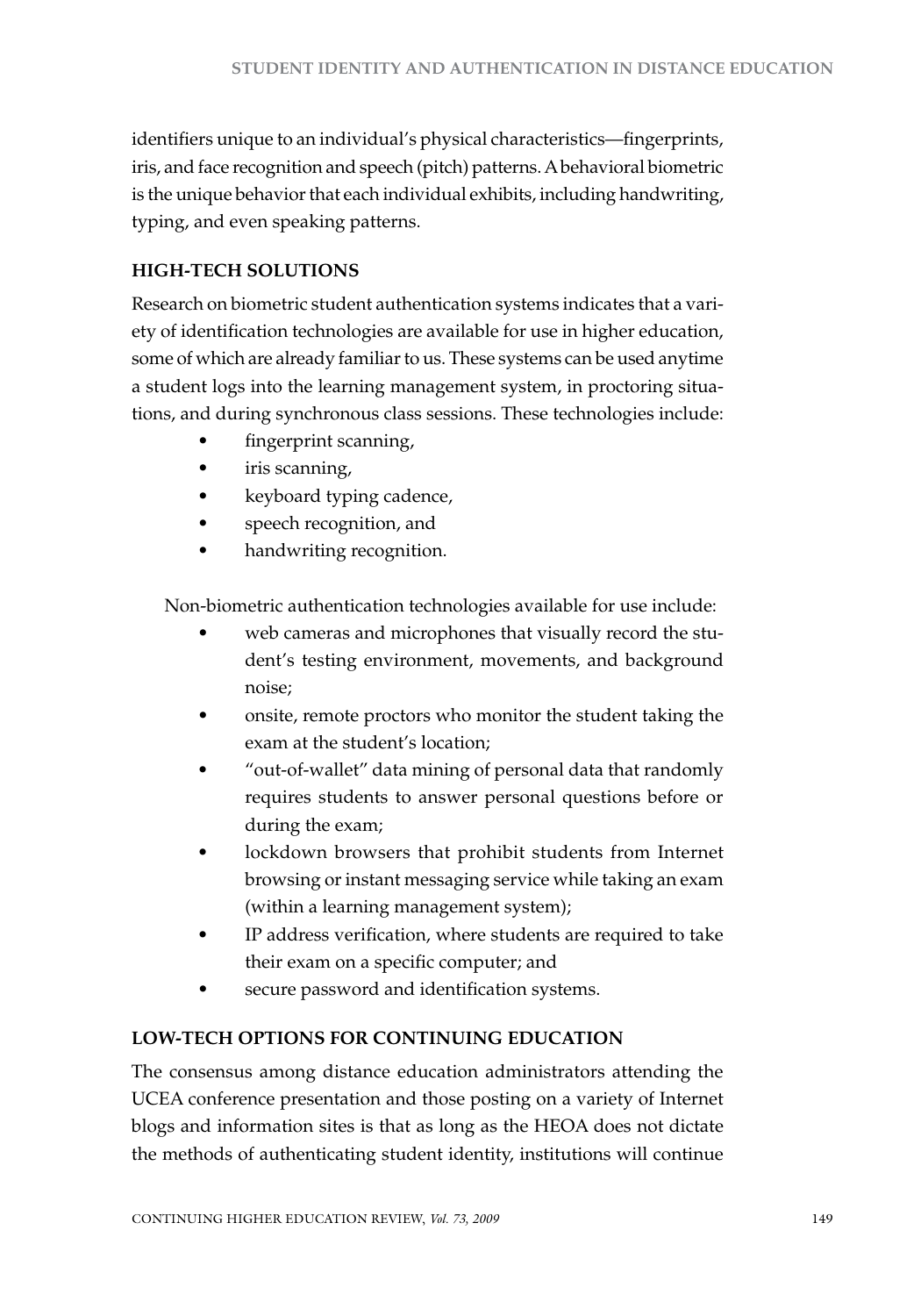identifiers unique to an individual's physical characteristics—fingerprints, iris, and face recognition and speech (pitch) patterns. A behavioral biometric is the unique behavior that each individual exhibits, including handwriting, typing, and even speaking patterns.

## HIGH-TECH SOLUTIONS

Research on biometric student authentication systems indicates that a variety of identification technologies are available for use in higher education, some of which are already familiar to us. These systems can be used anytime a student logs into the learning management system, in proctoring situations, and during synchronous class sessions. These technologies include:

- fingerprint scanning,
- iris scanning,
- keyboard typing cadence,
- speech recognition, and
- handwriting recognition.

Non-biometric authentication technologies available for use include:

- web cameras and microphones that visually record the student's testing environment, movements, and background noise;
- onsite, remote proctors who monitor the student taking the exam at the student's location;
- "out-of-wallet" data mining of personal data that randomly requires students to answer personal questions before or during the exam;
- lockdown browsers that prohibit students from Internet browsing or instant messaging service while taking an exam (within a learning management system);
- IP address verification, where students are required to take their exam on a specific computer; and
- secure password and identification systems.

## LOW-TECH OPTIONS FOR CONTINUING EDUCATION

The consensus among distance education administrators attending the UCEA conference presentation and those posting on a variety of Internet blogs and information sites is that as long as the HEOA does not dictate the methods of authenticating student identity, institutions will continue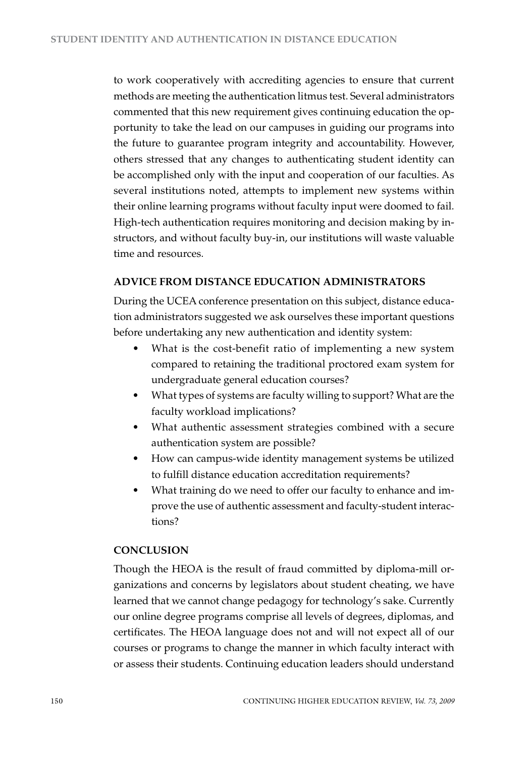to work cooperatively with accrediting agencies to ensure that current methods are meeting the authentication litmus test. Several administrators commented that this new requirement gives continuing education the opportunity to take the lead on our campuses in guiding our programs into the future to guarantee program integrity and accountability. However, others stressed that any changes to authenticating student identity can be accomplished only with the input and cooperation of our faculties. As several institutions noted, attempts to implement new systems within their online learning programs without faculty input were doomed to fail. High-tech authentication requires monitoring and decision making by instructors, and without faculty buy-in, our institutions will waste valuable time and resources.

## ADVICE FROM DISTANCE EDUCATION ADMINISTRATORS

During the UCEA conference presentation on this subject, distance education administrators suggested we ask ourselves these important questions before undertaking any new authentication and identity system:

- What is the cost-benefit ratio of implementing a new system compared to retaining the traditional proctored exam system for undergraduate general education courses?
- What types of systems are faculty willing to support? What are the faculty workload implications?
- What authentic assessment strategies combined with a secure authentication system are possible?
- How can campus-wide identity management systems be utilized to fulfill distance education accreditation requirements?
- What training do we need to offer our faculty to enhance and improve the use of authentic assessment and faculty-student interactions?

## CONCLUSION

Though the HEOA is the result of fraud committed by diploma-mill organizations and concerns by legislators about student cheating, we have learned that we cannot change pedagogy for technology's sake. Currently our online degree programs comprise all levels of degrees, diplomas, and certificates. The HEOA language does not and will not expect all of our courses or programs to change the manner in which faculty interact with or assess their students. Continuing education leaders should understand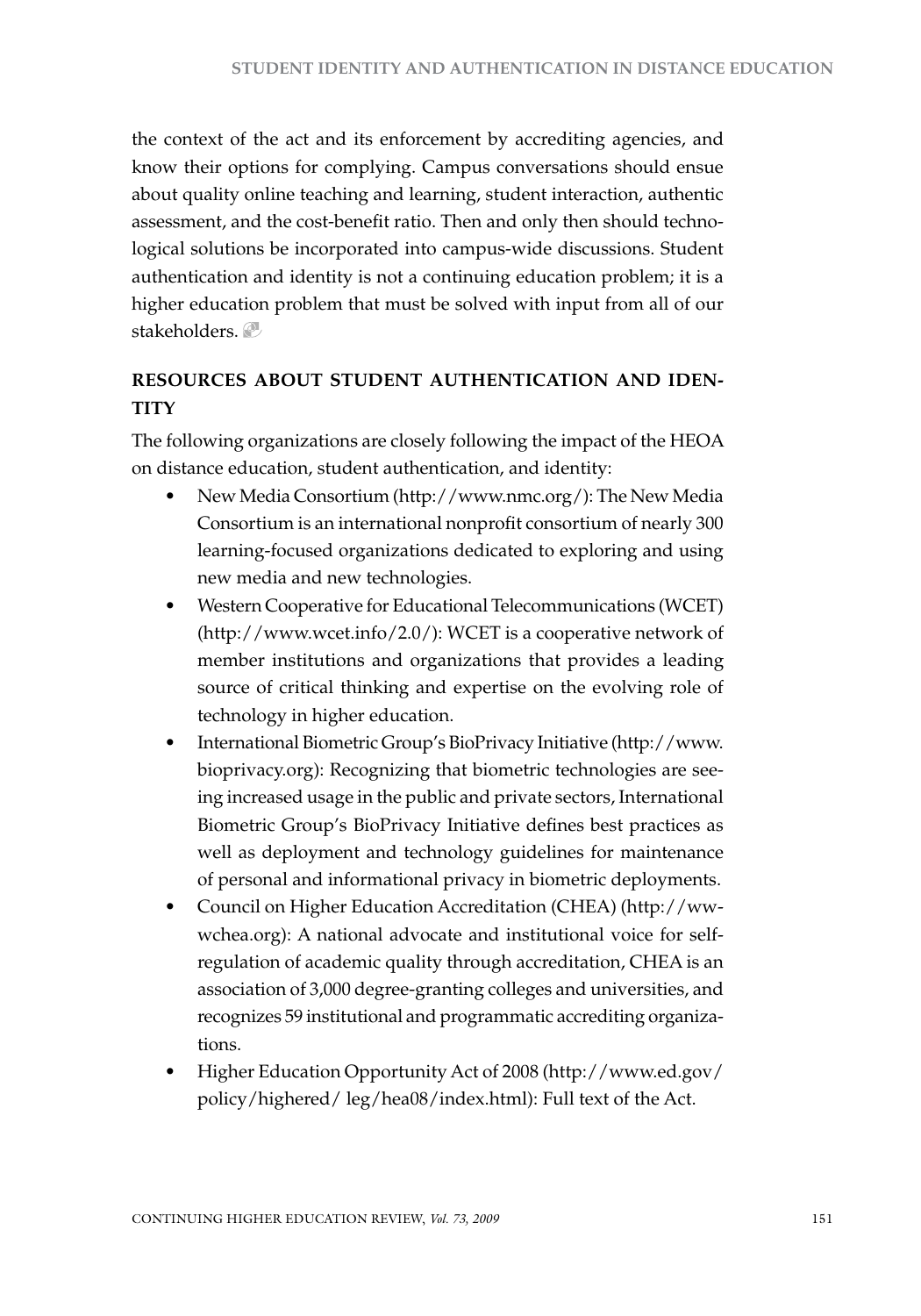the context of the act and its enforcement by accrediting agencies, and know their options for complying. Campus conversations should ensue about quality online teaching and learning, student interaction, authentic assessment, and the cost-benefit ratio. Then and only then should technological solutions be incorporated into campus-wide discussions. Student authentication and identity is not a continuing education problem; it is a higher education problem that must be solved with input from all of our stakeholders.

## RESOURCES ABOUT STUDENT AUTHENTICATION AND IDENTITY

The following organizations are closely following the impact of the HEOA on distance education, student authentication, and identity:

- New Media Consortium (http://www.nmc.org/): The New Media Consortium is an international nonprofit consortium of nearly 300 learning-focused organizations dedicated to exploring and using new media and new technologies.
- Western Cooperative for Educational Telecommunications (WCET) (http://www.wcet.info/2.0/): WCET is a cooperative network of member institutions and organizations that provides a leading source of critical thinking and expertise on the evolving role of technology in higher education.
- International Biometric Group's BioPrivacy Initiative (http://www.bioprivacy.org): Recognizing that biometric technologies are seeing increased usage in the public and private sectors, International Biometric Group's BioPrivacy Initiative defines best practices as well as deployment and technology guidelines for maintenance of personal and informational privacy in biometric deployments.
- Council on Higher Education Accreditation (CHEA) (http://wwwchea.org): A national advocate and institutional voice for self-regulation of academic quality through accreditation, CHEA is an association of 3,000 degree-granting colleges and universities, and recognizes 59 institutional and programmatic accrediting organizations.
- Higher Education Opportunity Act of 2008 (http://www.ed.gov/policy/highered/ leg/hea08/index.html): Full text of the Act.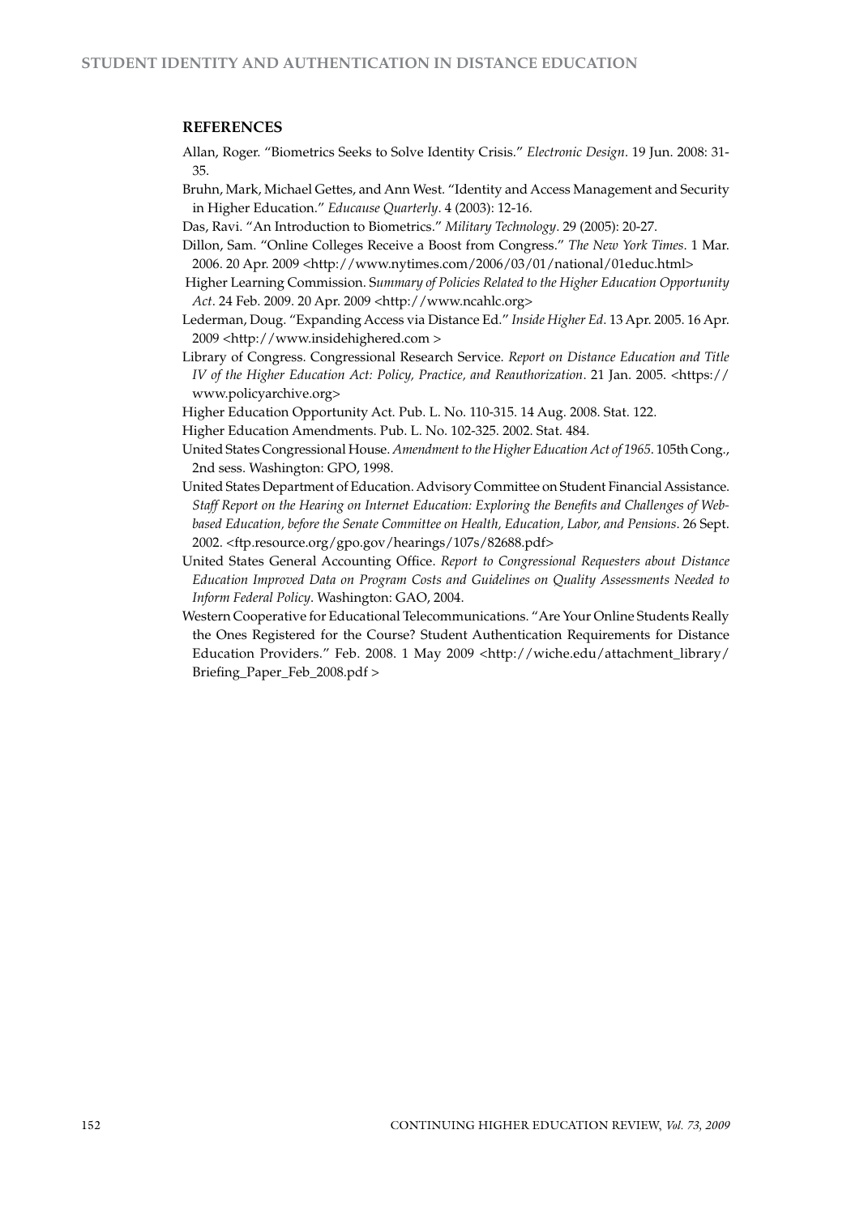## REFERENCES

Allan, Roger. "Biometrics Seeks to Solve Identity Crisis." *Electronic Design*. 19 Jun. 2008: 31-35.

Bruhn, Mark, Michael Gettes, and Ann West. "Identity and Access Management and Security in Higher Education." *Educause Quarterly*. 4 (2003): 12-16.

Das, Ravi. "An Introduction to Biometrics." *Military Technology*. 29 (2005): 20-27.

Dillon, Sam. "Online Colleges Receive a Boost from Congress." *The New York Times*. 1 Mar. 2006. 20 Apr. 2009 <http://www.nytimes.com/2006/03/01/national/01educ.html>

Higher Learning Commission. S*ummary of Policies Related to the Higher Education Opportunity Act*. 24 Feb. 2009. 20 Apr. 2009 <http://www.ncahlc.org>

Lederman, Doug. "Expanding Access via Distance Ed." *Inside Higher Ed*. 13 Apr. 2005. 16 Apr. 2009 <http://www.insidehighered.com >

Library of Congress. Congressional Research Service. *Report on Distance Education and Title IV of the Higher Education Act: Policy, Practice, and Reauthorization*. 21 Jan. 2005. <https://www.policyarchive.org>

Higher Education Opportunity Act. Pub. L. No. 110-315. 14 Aug. 2008. Stat. 122.

Higher Education Amendments. Pub. L. No. 102-325. 2002. Stat. 484.

United States Congressional House. *Amendment to the Higher Education Act of 1965*. 105th Cong., 2nd sess. Washington: GPO, 1998.

United States Department of Education. Advisory Committee on Student Financial Assistance. *Staff Report on the Hearing on Internet Education: Exploring the Benefits and Challenges of Web-based Education, before the Senate Committee on Health, Education, Labor, and Pensions*. 26 Sept. 2002. <ftp.resource.org/gpo.gov/hearings/107s/82688.pdf>

United States General Accounting Office. *Report to Congressional Requesters about Distance Education Improved Data on Program Costs and Guidelines on Quality Assessments Needed to Inform Federal Policy*. Washington: GAO, 2004.

Western Cooperative for Educational Telecommunications. "Are Your Online Students Really the Ones Registered for the Course? Student Authentication Requirements for Distance Education Providers." Feb. 2008. 1 May 2009 <http://wiche.edu/attachment_library/Briefing_Paper_Feb_2008.pdf >